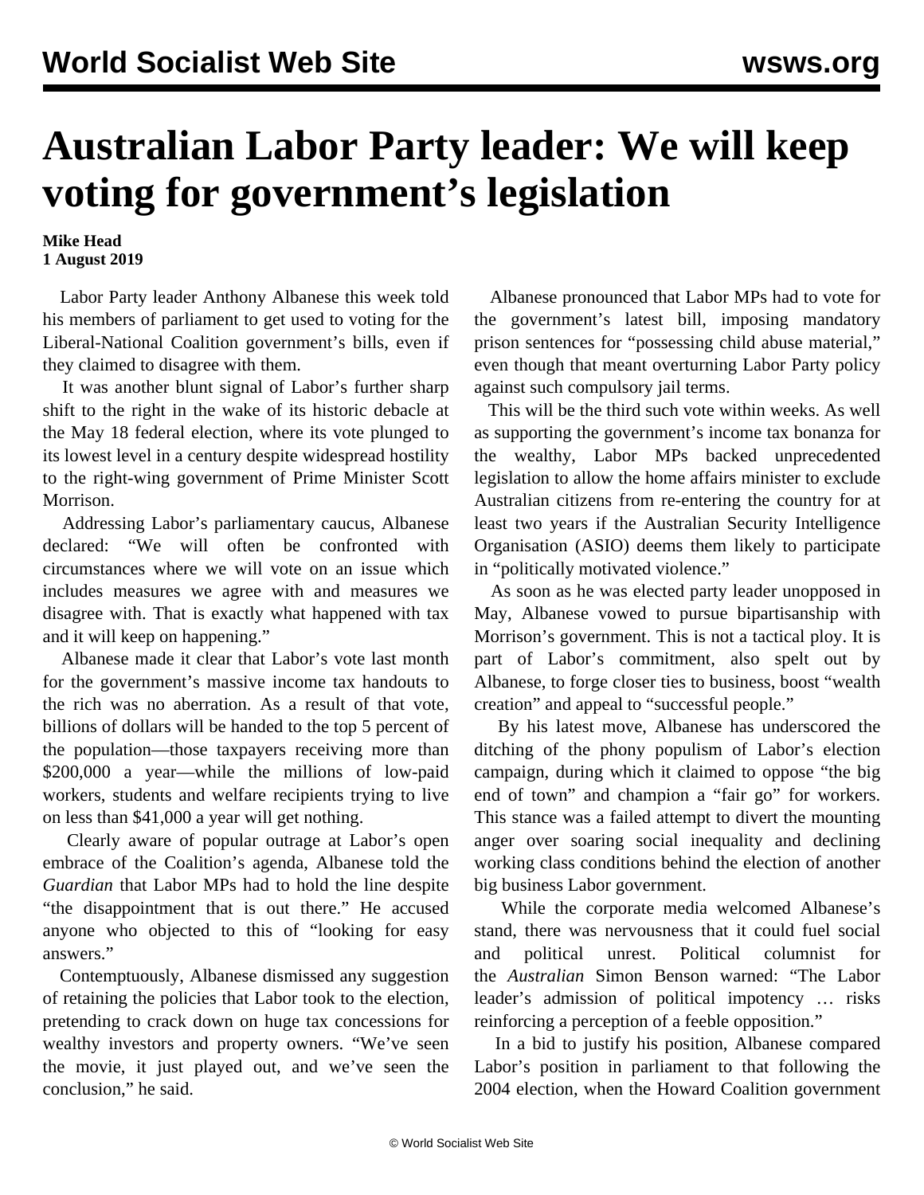# Australian Labor Party leader: We will keep voting for government's legislation

**Mike Head**
**1 August 2019**

Labor Party leader Anthony Albanese this week told his members of parliament to get used to voting for the Liberal-National Coalition government's bills, even if they claimed to disagree with them.

It was another blunt signal of Labor's further sharp shift to the right in the wake of its historic debacle at the May 18 federal election, where its vote plunged to its lowest level in a century despite widespread hostility to the right-wing government of Prime Minister Scott Morrison.

Addressing Labor's parliamentary caucus, Albanese declared: "We will often be confronted with circumstances where we will vote on an issue which includes measures we agree with and measures we disagree with. That is exactly what happened with tax and it will keep on happening."

Albanese made it clear that Labor's vote last month for the government's massive income tax handouts to the rich was no aberration. As a result of that vote, billions of dollars will be handed to the top 5 percent of the population—those taxpayers receiving more than $200,000 a year—while the millions of low-paid workers, students and welfare recipients trying to live on less than $41,000 a year will get nothing.

Clearly aware of popular outrage at Labor's open embrace of the Coalition's agenda, Albanese told the *Guardian* that Labor MPs had to hold the line despite "the disappointment that is out there." He accused anyone who objected to this of "looking for easy answers."

Contemptuously, Albanese dismissed any suggestion of retaining the policies that Labor took to the election, pretending to crack down on huge tax concessions for wealthy investors and property owners. "We've seen the movie, it just played out, and we've seen the conclusion," he said.

Albanese pronounced that Labor MPs had to vote for the government's latest bill, imposing mandatory prison sentences for "possessing child abuse material," even though that meant overturning Labor Party policy against such compulsory jail terms.

This will be the third such vote within weeks. As well as supporting the government's income tax bonanza for the wealthy, Labor MPs backed unprecedented legislation to allow the home affairs minister to exclude Australian citizens from re-entering the country for at least two years if the Australian Security Intelligence Organisation (ASIO) deems them likely to participate in "politically motivated violence."

As soon as he was elected party leader unopposed in May, Albanese vowed to pursue bipartisanship with Morrison's government. This is not a tactical ploy. It is part of Labor's commitment, also spelt out by Albanese, to forge closer ties to business, boost "wealth creation" and appeal to "successful people."

By his latest move, Albanese has underscored the ditching of the phony populism of Labor's election campaign, during which it claimed to oppose "the big end of town" and champion a "fair go" for workers. This stance was a failed attempt to divert the mounting anger over soaring social inequality and declining working class conditions behind the election of another big business Labor government.

While the corporate media welcomed Albanese's stand, there was nervousness that it could fuel social and political unrest. Political columnist for the *Australian* Simon Benson warned: "The Labor leader's admission of political impotency … risks reinforcing a perception of a feeble opposition."

In a bid to justify his position, Albanese compared Labor's position in parliament to that following the 2004 election, when the Howard Coalition government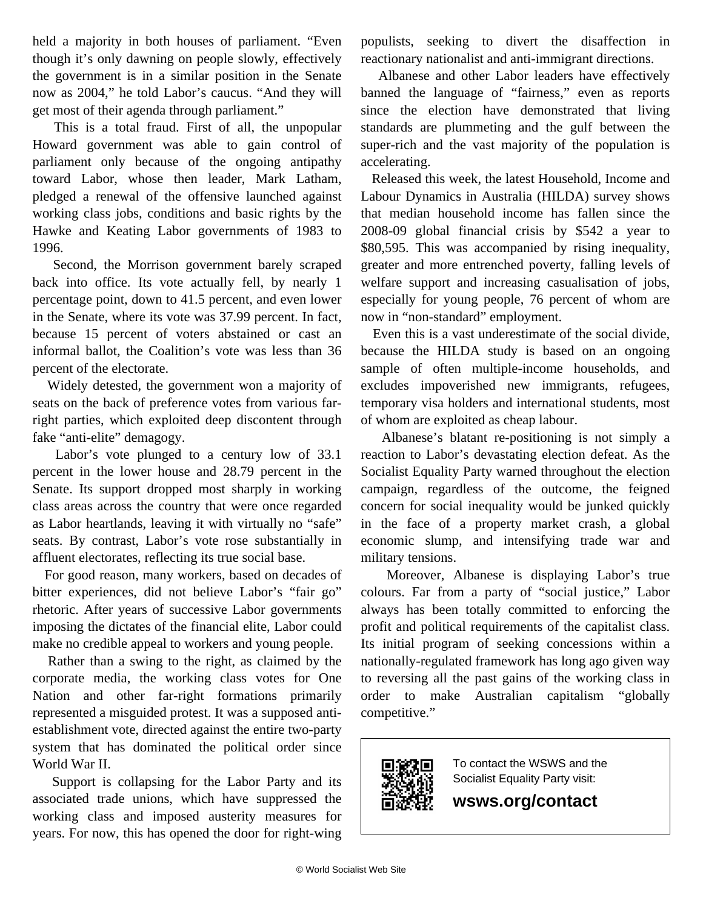held a majority in both houses of parliament. "Even though it's only dawning on people slowly, effectively the government is in a similar position in the Senate now as 2004," he told Labor's caucus. "And they will get most of their agenda through parliament."

This is a total fraud. First of all, the unpopular Howard government was able to gain control of parliament only because of the ongoing antipathy toward Labor, whose then leader, Mark Latham, pledged a renewal of the offensive launched against working class jobs, conditions and basic rights by the Hawke and Keating Labor governments of 1983 to 1996.

Second, the Morrison government barely scraped back into office. Its vote actually fell, by nearly 1 percentage point, down to 41.5 percent, and even lower in the Senate, where its vote was 37.99 percent. In fact, because 15 percent of voters abstained or cast an informal ballot, the Coalition's vote was less than 36 percent of the electorate.

Widely detested, the government won a majority of seats on the back of preference votes from various far-right parties, which exploited deep discontent through fake "anti-elite" demagogy.

Labor's vote plunged to a century low of 33.1 percent in the lower house and 28.79 percent in the Senate. Its support dropped most sharply in working class areas across the country that were once regarded as Labor heartlands, leaving it with virtually no "safe" seats. By contrast, Labor's vote rose substantially in affluent electorates, reflecting its true social base.

For good reason, many workers, based on decades of bitter experiences, did not believe Labor's "fair go" rhetoric. After years of successive Labor governments imposing the dictates of the financial elite, Labor could make no credible appeal to workers and young people.

Rather than a swing to the right, as claimed by the corporate media, the working class votes for One Nation and other far-right formations primarily represented a misguided protest. It was a supposed anti-establishment vote, directed against the entire two-party system that has dominated the political order since World War II.

Support is collapsing for the Labor Party and its associated trade unions, which have suppressed the working class and imposed austerity measures for years. For now, this has opened the door for right-wing populists, seeking to divert the disaffection in reactionary nationalist and anti-immigrant directions.

Albanese and other Labor leaders have effectively banned the language of "fairness," even as reports since the election have demonstrated that living standards are plummeting and the gulf between the super-rich and the vast majority of the population is accelerating.

Released this week, the latest Household, Income and Labour Dynamics in Australia (HILDA) survey shows that median household income has fallen since the 2008-09 global financial crisis by $542 a year to $80,595. This was accompanied by rising inequality, greater and more entrenched poverty, falling levels of welfare support and increasing casualisation of jobs, especially for young people, 76 percent of whom are now in "non-standard" employment.

Even this is a vast underestimate of the social divide, because the HILDA study is based on an ongoing sample of often multiple-income households, and excludes impoverished new immigrants, refugees, temporary visa holders and international students, most of whom are exploited as cheap labour.

Albanese's blatant re-positioning is not simply a reaction to Labor's devastating election defeat. As the Socialist Equality Party warned throughout the election campaign, regardless of the outcome, the feigned concern for social inequality would be junked quickly in the face of a property market crash, a global economic slump, and intensifying trade war and military tensions.

Moreover, Albanese is displaying Labor's true colours. Far from a party of "social justice," Labor always has been totally committed to enforcing the profit and political requirements of the capitalist class. Its initial program of seeking concessions within a nationally-regulated framework has long ago given way to reversing all the past gains of the working class in order to make Australian capitalism "globally competitive."

To contact the WSWS and the Socialist Equality Party visit:

**wsws.org/contact**